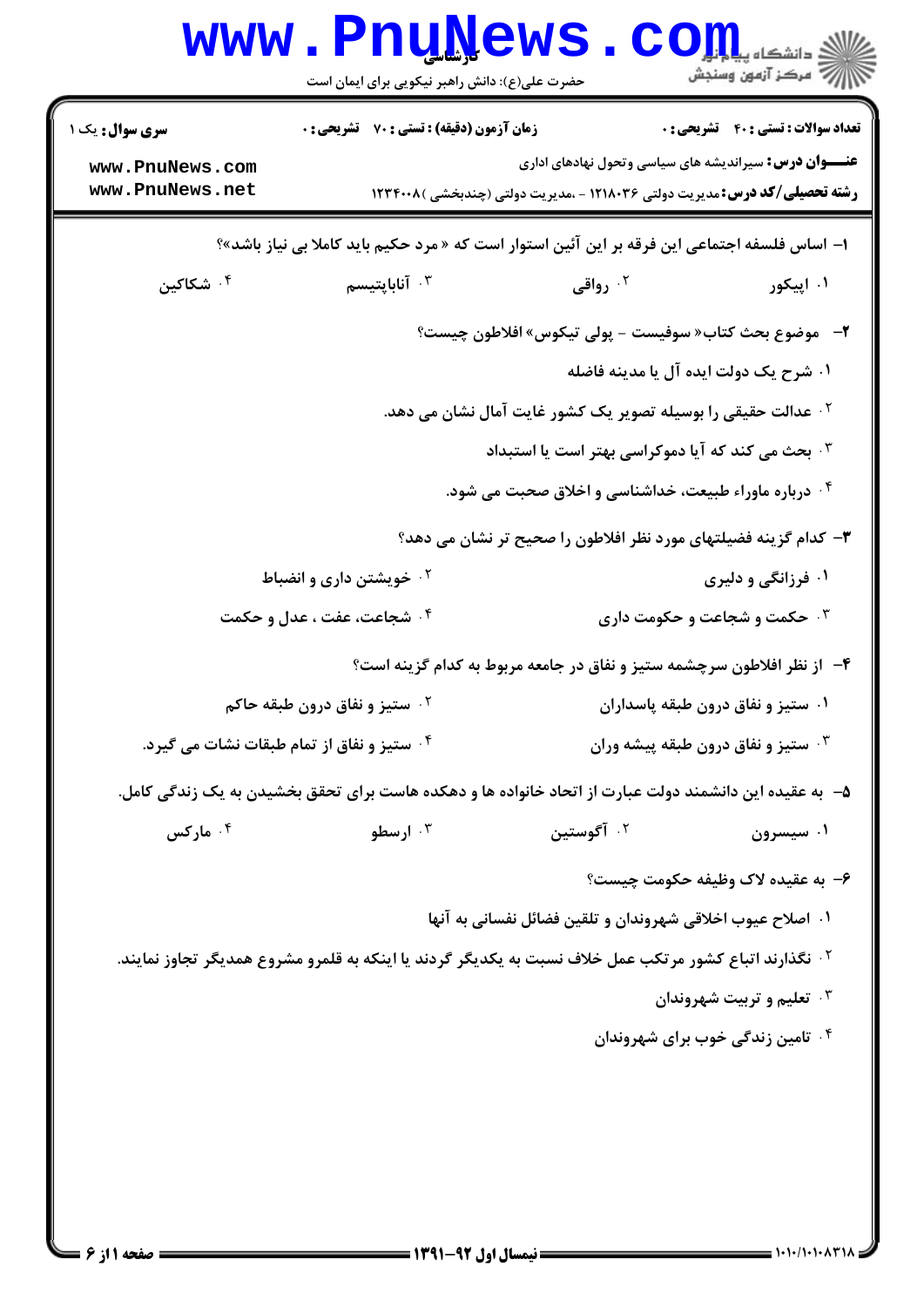**سری سؤال:** یک ۱

**زمان آزمون (دقیقه) : تستی : ۷۰ تشریحی : ۰**

**تعداد سوالات : تستی : ۴۰ تشریحی : ۰**

**عنـــوان درس:** سیراندیشه های سیاسی وتحول نهادهای اداری

**رشته تحصیلی/کد درس:** مدیریت دولتی ۱۲۱۸۰۳۶ - ،مدیریت دولتی (چندبخشی )۱۲۳۴۰۰۸

۱- اساس فلسفه اجتماعی این فرقه بر این آئین استوار است که « مرد حکیم باید کاملا بی نیاز باشد»؟

۱. اپیکور
۲. رواقی
۳. آناباپتیسم
۴. شکاکین

۲- موضوع بحث کتاب« سوفیست - پولی تیکوس» افلاطون چیست؟

۱. شرح یک دولت ایده آل یا مدینه فاضله
۲. عدالت حقیقی را بوسیله تصویر یک کشور غایت آمال نشان می دهد.
۳. بحث می کند که آیا دموکراسی بهتر است یا استبداد
۴. درباره ماوراء طبیعت، خداشناسی و اخلاق صحبت می شود.

۳- کدام گزینه فضیلتهای مورد نظر افلاطون را صحیح تر نشان می دهد؟

۱. فرزانگی و دلیری
۲. خویشتن داری و انضباط
۳. حکمت و شجاعت و حکومت داری
۴. شجاعت، عفت ، عدل و حکمت

۴- از نظر افلاطون سرچشمه ستیز و نفاق در جامعه مربوط به کدام گزینه است؟

۱. ستیز و نفاق درون طبقه پاسداران
۲. ستیز و نفاق درون طبقه حاکم
۳. ستیز و نفاق درون طبقه پیشه وران
۴. ستیز و نفاق از تمام طبقات نشات می گیرد.

۵- به عقیده این دانشمند دولت عبارت از اتحاد خانواده ها و دهکده هاست برای تحقق بخشیدن به یک زندگی کامل.

۱. سیسرون
۲. آگوستین
۳. ارسطو
۴. مارکس

۶- به عقیده لاک وظیفه حکومت چیست؟

۱. اصلاح عیوب اخلاقی شهروندان و تلقین فضائل نفسانی به آنها
۲. نگذارند اتباع کشور مرتکب عمل خلاف نسبت به یکدیگر گردند یا اینکه به قلمرو مشروع همدیگر تجاوز نمایند.
۳. تعلیم و تربیت شهروندان
۴. تامین زندگی خوب برای شهروندان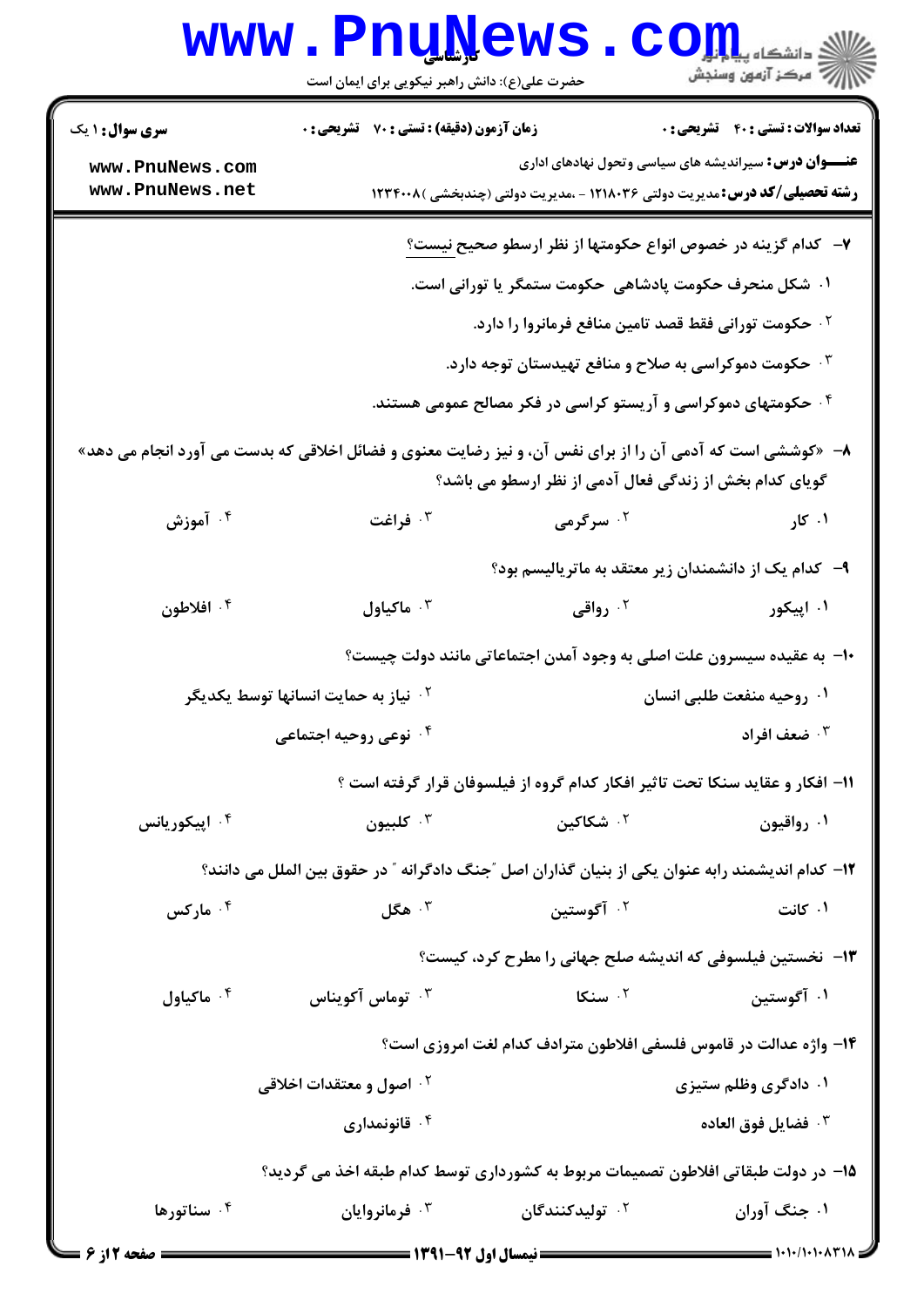۷- کدام گزینه در خصوص انواع حکومتها از نظر ارسطو صحیح نیست؟

۱. شکل منحرف حکومت پادشاهی حکومت ستمگر یا تورانی است.

۲. حکومت تورانی فقط قصد تامین منافع فرمانروا را دارد.

۳. حکومت دموکراسی به صلاح و منافع تهیدستان توجه دارد.

۴. حکومتهای دموکراسی و آریستو کراسی در فکر مصالح عمومی هستند.

۸- «کوششی است که آدمی آن را برای نفس آن، و نیز رضایت معنوی و فضائل اخلاقی که بدست می آورد انجام می دهد» گویای کدام بخش از زندگی فعال آدمی از نظر ارسطو می باشد؟

۱. کار
۲. سرگرمی
۳. فراغت
۴. آموزش

۹- کدام یک از دانشمندان زیر معتقد به ماتریالیسم بود؟

۱. اپیکور
۲. رواقی
۳. ماکیاول
۴. افلاطون

۱۰- به عقیده سیسرون علت اصلی به وجود آمدن اجتماعاتی مانند دولت چیست؟

۱. روحیه منفعت طلبی انسان

۲. نیاز به حمایت انسانها توسط یکدیگر

۳. ضعف افراد

۴. نوعی روحیه اجتماعی

۱۱- افکار و عقاید سنکا تحت تاثیر افکار کدام گروه از فیلسوفان قرار گرفته است ؟

۱. رواقیون
۲. شکاکین
۳. کلبیون
۴. اپیکوریانس

۱۲- کدام اندیشمند رابه عنوان یکی از بنیان گذاران اصل "جنگ دادگرانه " در حقوق بین الملل می دانند؟

۱. کانت
۲. آگوستین
۳. هگل
۴. مارکس

۱۳- نخستین فیلسوفی که اندیشه صلح جهانی را مطرح کرد، کیست؟

۱. آگوستین
۲. سنکا
۳. توماس آکویناس
۴. ماکیاول

۱۴- واژه عدالت در قاموس فلسفی افلاطون مترادف کدام لغت امروزی است؟

۱. دادگری وظلم ستیزی

۲. اصول و معتقدات اخلاقی

۳. فضایل فوق العاده

۴. قانونمداری

۱۵- در دولت طبقاتی افلاطون تصمیمات مربوط به کشورداری توسط کدام طبقه اخذ می گردید؟

۱. جنگ آوران
۲. تولیدکنندگان
۳. فرمانروایان
۴. سناتورها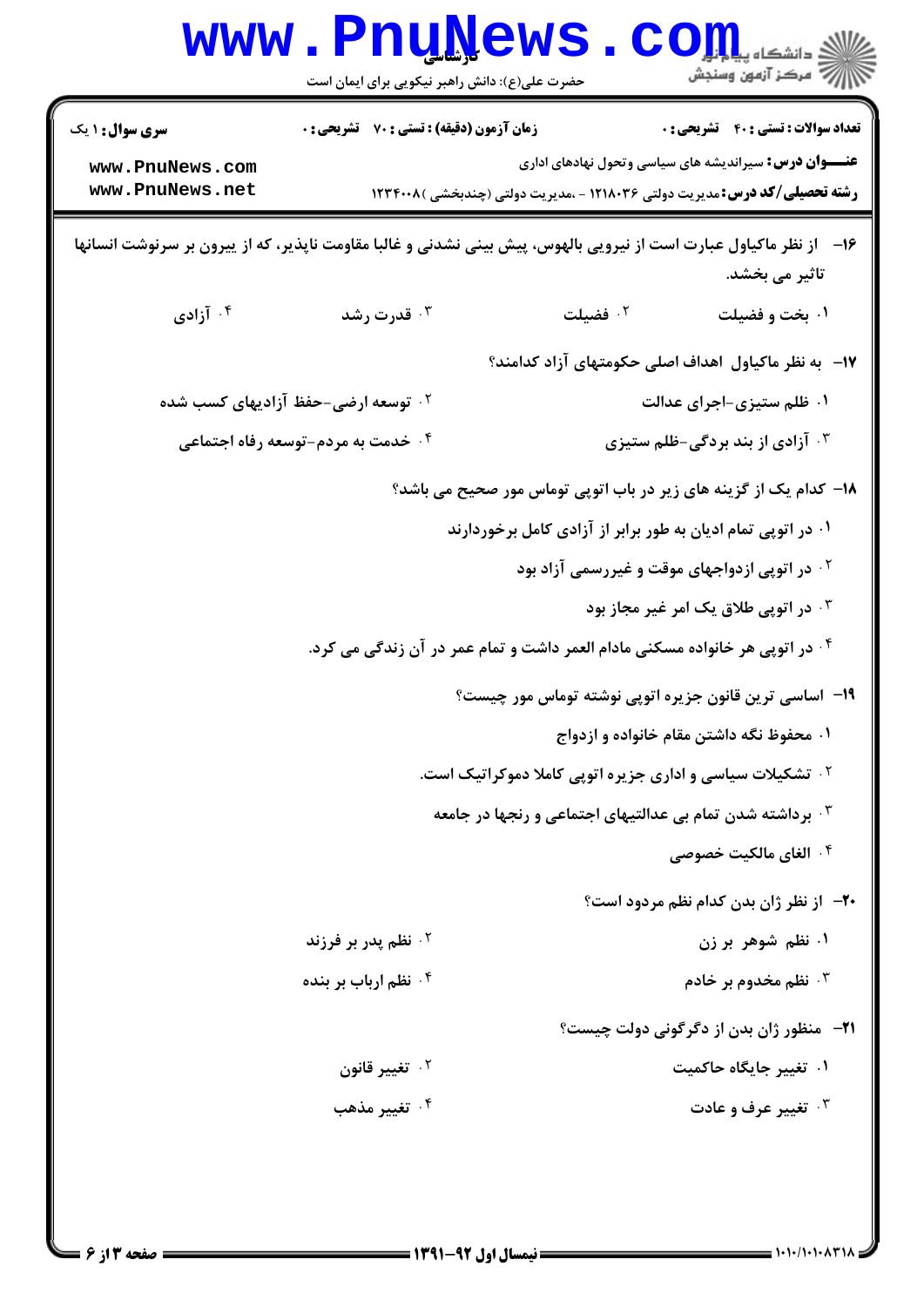**۱۶-** از نظر ماکیاول عبارت است از نیرویی بالهوس، پیش بینی نشدنی و غالبا مقاومت ناپذیر، که از بیرون بر سرنوشت انسانها تاثیر می بخشد.

۱. بخت و فضیلت
۲. فضیلت
۳. قدرت رشد
۴. آزادی

**۱۷-** به نظر ماکیاول اهداف اصلی حکومتهای آزاد کدامند؟

۱. ظلم ستیزی-اجرای عدالت
۲. توسعه ارضی-حفظ آزادیهای کسب شده
۳. آزادی از بند بردگی-ظلم ستیزی
۴. خدمت به مردم-توسعه رفاه اجتماعی

**۱۸-** کدام یک از گزینه های زیر در باب اتوپی توماس مور صحیح می باشد؟

۱. در اتوپی تمام ادیان به طور برابر از آزادی کامل برخوردارند
۲. در اتوپی ازدواجهای موقت و غیررسمی آزاد بود
۳. در اتوپی طلاق یک امر غیر مجاز بود
۴. در اتوپی هر خانواده مسکنی مادام العمر داشت و تمام عمر در آن زندگی می کرد.

**۱۹-** اساسی ترین قانون جزیره اتوپی نوشته توماس مور چیست؟

۱. محفوظ نگه داشتن مقام خانواده و ازدواج
۲. تشکیلات سیاسی و اداری جزیره اتوپی کاملا دموکراتیک است.
۳. برداشته شدن تمام بی عدالتیهای اجتماعی و رنجها در جامعه
۴. الغای مالکیت خصوصی

**۲۰-** از نظر ژان بدن کدام نظم مردود است؟

۱. نظم شوهر بر زن
۲. نظم پدر بر فرزند
۳. نظم مخدوم بر خادم
۴. نظم ارباب بر بنده

**۲۱-** منظور ژان بدن از دگرگونی دولت چیست؟

۱. تغییر جایگاه حاکمیت
۲. تغییر قانون
۳. تغییر عرف و عادت
۴. تغییر مذهب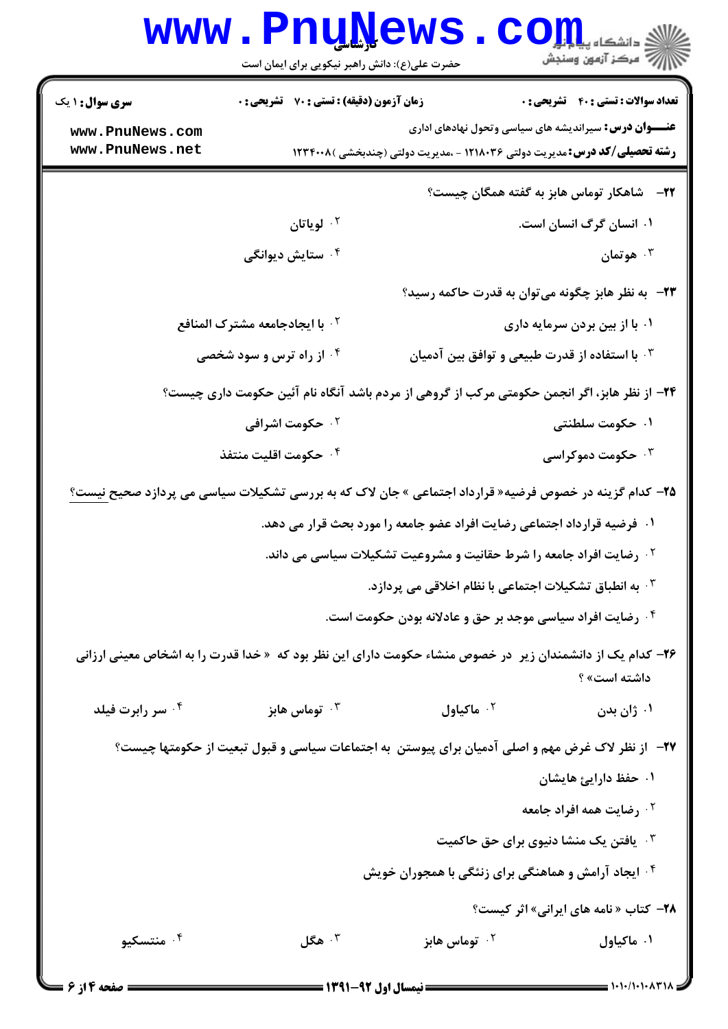**سری سوال:** ۱ یک

**زمان آزمون (دقیقه) : تستی : ۷۰ تشریحی : ۰**

**تعداد سوالات : تستی : ۴۰ تشریحی : ۰**

**عنـــوان درس:** سیراندیشه های سیاسی وتحول نهادهای اداری

**رشته تحصیلی/کد درس:** مدیریت دولتی ۱۲۱۸۰۳۶ - ،مدیریت دولتی (چندبخشی )۱۲۳۴۰۰۸

---

**۲۲- شاهکار توماس هابز به گفته همگان چیست؟**

۱. انسان گرگ انسان است.

۲. لویاتان

۳. هوتمان

۴. ستایش دیوانگی

**۲۳- به نظر هابز چگونه می‌توان به قدرت حاکمه رسید؟**

۱. با از بین بردن سرمایه داری

۲. با ایجادجامعه مشترک المنافع

۳. با استفاده از قدرت طبیعی و توافق بین آدمیان

۴. از راه ترس و سود شخصی

**۲۴- از نظر هابز، اگر انجمن حکومتی مرکب از گروهی از مردم باشد آنگاه نام آئین حکومت داری چیست؟**

۱. حکومت سلطنتی

۲. حکومت اشرافی

۳. حکومت دموکراسی

۴. حکومت اقلیت منتفذ

**۲۵- کدام گزینه در خصوص فرضیه« قرارداد اجتماعی » جان لاک که به بررسی تشکیلات سیاسی می پردازد صحیح <u>نیست</u>؟**

۱. فرضیه قرارداد اجتماعی رضایت افراد عضو جامعه را مورد بحث قرار می دهد.

۲. رضایت افراد جامعه را شرط حقانیت و مشروعیت تشکیلات سیاسی می داند.

۳. به انطباق تشکیلات اجتماعی با نظام اخلاقی می پردازد.

۴. رضایت افراد سیاسی موجد بر حق و عادلانه بودن حکومت است.

**۲۶- کدام یک از دانشمندان زیر در خصوص منشاء حکومت دارای این نظر بود که « خدا قدرت را به اشخاص معینی ارزانی داشته است» ؟**

۱. ژان بدن

۲. ماکیاول

۳. توماس هابز

۴. سر رابرت فیلد

**۲۷- از نظر لاک غرض مهم و اصلی آدمیان برای پیوستن به اجتماعات سیاسی و قبول تبعیت از حکومتها چیست؟**

۱. حفظ دارایئ هایشان

۲. رضایت همه افراد جامعه

۳. یافتن یک منشا دنیوی برای حق حاکمیت

۴. ایجاد آرامش و هماهنگی برای زنئگی با همجوران خویش

**۲۸- کتاب « نامه های ایرانی» اثر کیست؟**

۱. ماکیاول

۲. توماس هابز

۳. هگل

۴. منتسکیو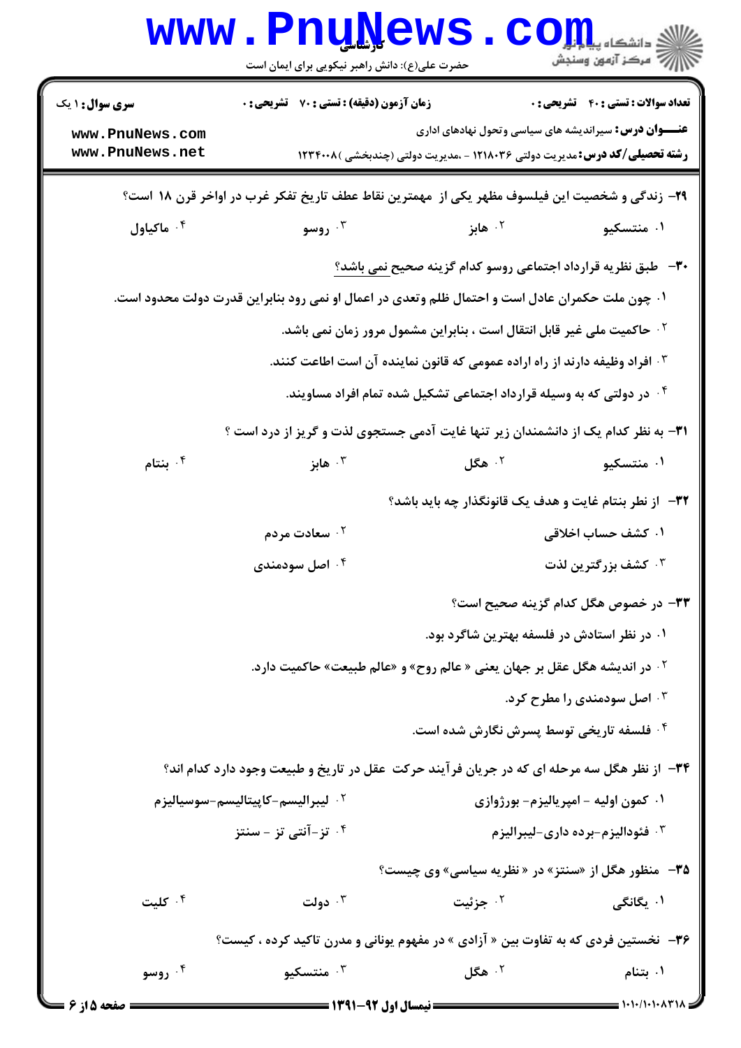**سری سوال:** ۱ یک

**زمان آزمون (دقیقه) : تستی : ۷۰ تشریحی : ۰**

**تعداد سوالات : تستی : ۴۰ تشریحی : ۰**

**عنـــوان درس:** سیراندیشه های سیاسی وتحول نهادهای اداری

**رشته تحصیلی/کد درس:** مدیریت دولتی ۱۲۱۸۰۳۶ - ،مدیریت دولتی (چندبخشی )۱۲۳۴۰۰۸

۲۹- زندگی و شخصیت این فیلسوف مظهر یکی از مهمترین نقاط عطف تاریخ تفکر غرب در اواخر قرن ۱۸ است؟

۱. منتسکیو
۲. هابز
۳. روسو
۴. ماکیاول

۳۰- طبق نظریه قرارداد اجتماعی روسو کدام گزینه صحیح نمی باشد؟

۱. چون ملت حکمران عادل است و احتمال ظلم وتعدی در اعمال او نمی رود بنابراین قدرت دولت محدود است.
۲. حاکمیت ملی غیر قابل انتقال است ، بنابراین مشمول مرور زمان نمی باشد.
۳. افراد وظیفه دارند از راه اراده عمومی که قانون نماینده آن است اطاعت کنند.
۴. در دولتی که به وسیله قرارداد اجتماعی تشکیل شده تمام افراد مساویند.

۳۱- به نظر کدام یک از دانشمندان زیر تنها غایت آدمی جستجوی لذت و گریز از درد است ؟

۱. منتسکیو
۲. هگل
۳. هابز
۴. بنتام

۳۲- از نظر بنتام غایت و هدف یک قانونگذار چه باید باشد؟

۱. کشف حساب اخلاقی
۲. سعادت مردم
۳. کشف بزرگترین لذت
۴. اصل سودمندی

۳۳- در خصوص هگل کدام گزینه صحیح است؟

۱. در نظر استادش در فلسفه بهترین شاگرد بود.
۲. در اندیشه هگل عقل بر جهان یعنی « عالم روح» و «عالم طبیعت» حاکمیت دارد.
۳. اصل سودمندی را مطرح کرد.
۴. فلسفه تاریخی توسط پسرش نگارش شده است.

۳۴- از نظر هگل سه مرحله ای که در جریان فرآیند حرکت عقل در تاریخ و طبیعت وجود دارد کدام اند؟

۱. کمون اولیه - امپریالیزم- بورژوازی
۲. لیبرالیسم-کاپیتالیسم-سوسیالیزم
۳. فئودالیزم-برده داری-لیبرالیزم
۴. تز-آنتی تز - سنتز

۳۵- منظور هگل از «سنتز» در « نظریه سیاسی» وی چیست؟

۱. یگانگی
۲. جزئیت
۳. دولت
۴. کلیت

۳۶- نخستین فردی که به تفاوت بین « آزادی » در مفهوم یونانی و مدرن تاکید کرده ، کیست؟

۱. بنتام
۲. هگل
۳. منتسکیو
۴. روسو

نیمسال اول ۹۲-۱۳۹۱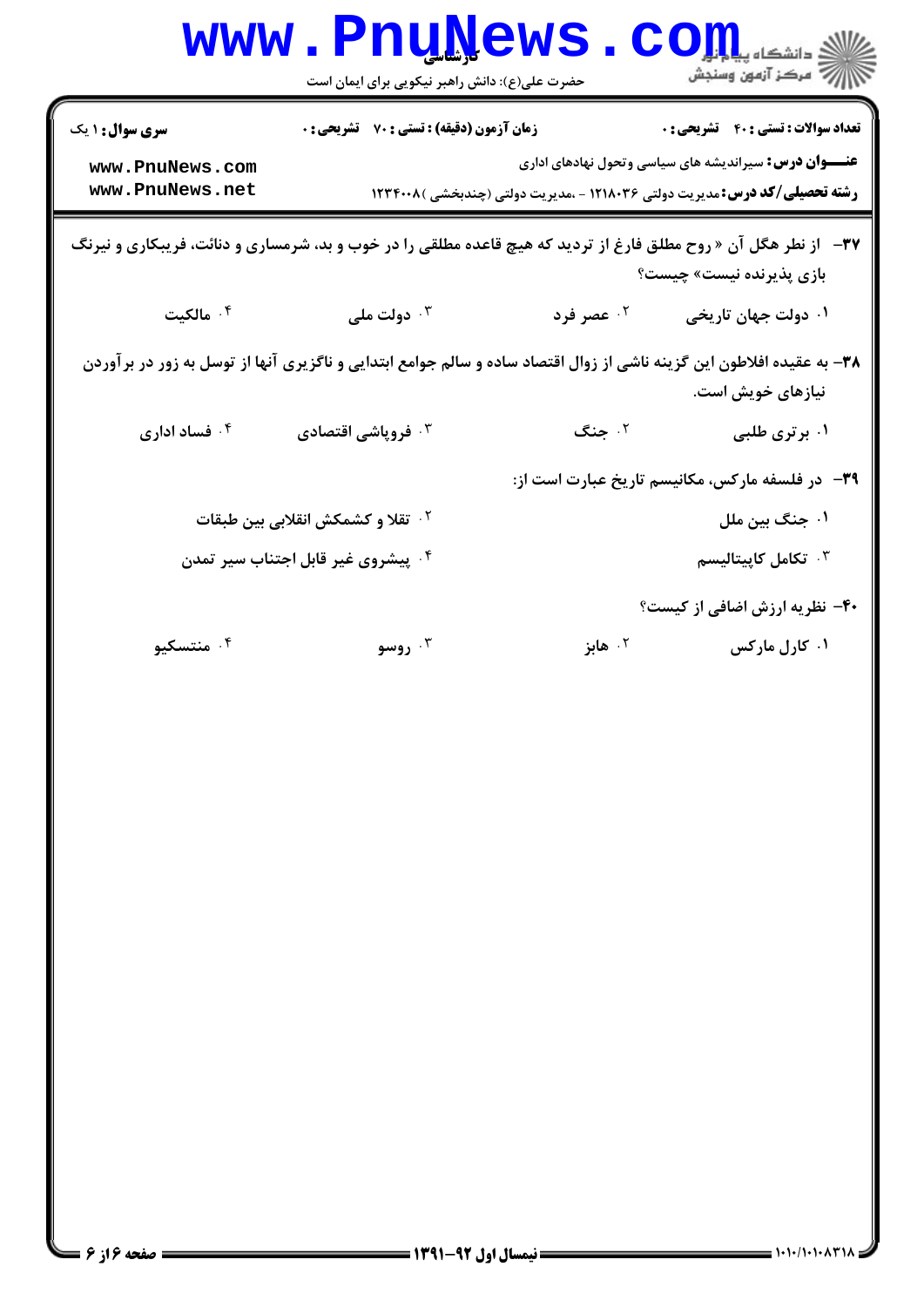**۳۷-** از نظر هگل آن « روح مطلق فارغ از تردید که هیچ قاعده مطلقی را در خوب و بد، شرمساری و دنائت، فریبکاری و نیرنگ بازی پذیرنده نیست» چیست؟

۱. دولت جهان تاریخی
۲. عصر فرد
۳. دولت ملی
۴. مالکیت

**۳۸-** به عقیده افلاطون این گزینه ناشی از زوال اقتصاد ساده و سالم جوامع ابتدایی و ناگزیری آنها از توسل به زور در برآوردن نیازهای خویش است.

۱. برتری طلبی
۲. جنگ
۳. فروپاشی اقتصادی
۴. فساد اداری

**۳۹-** در فلسفه مارکس، مکانیسم تاریخ عبارت است از:

۱. جنگ بین ملل
۲. تقلا و کشمکش انقلابی بین طبقات
۳. تکامل کاپیتالیسم
۴. پیشروی غیر قابل اجتناب سیر تمدن

**۴۰-** نظریه ارزش اضافی از کیست؟

۱. کارل مارکس
۲. هابز
۳. روسو
۴. منتسکیو